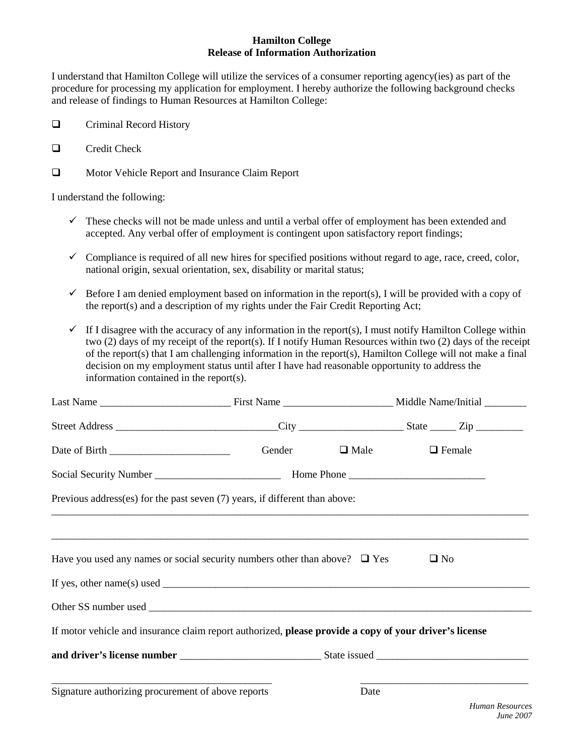**Hamilton College**
**Release of Information Authorization**

I understand that Hamilton College will utilize the services of a consumer reporting agency(ies) as part of the procedure for processing my application for employment. I hereby authorize the following background checks and release of findings to Human Resources at Hamilton College:

- ☐ Criminal Record History
- ☐ Credit Check
- ☐ Motor Vehicle Report and Insurance Claim Report

I understand the following:

- ✓ These checks will not be made unless and until a verbal offer of employment has been extended and accepted. Any verbal offer of employment is contingent upon satisfactory report findings;
- ✓ Compliance is required of all new hires for specified positions without regard to age, race, creed, color, national origin, sexual orientation, sex, disability or marital status;
- ✓ Before I am denied employment based on information in the report(s), I will be provided with a copy of the report(s) and a description of my rights under the Fair Credit Reporting Act;
- ✓ If I disagree with the accuracy of any information in the report(s), I must notify Hamilton College within two (2) days of my receipt of the report(s). If I notify Human Resources within two (2) days of the receipt of the report(s) that I am challenging information in the report(s), Hamilton College will not make a final decision on my employment status until after I have had reasonable opportunity to address the information contained in the report(s).

Last Name _________________________ First Name ____________________ Middle Name/Initial ________

Street Address ______________________________City ___________________ State _____ Zip _________

Date of Birth ______________________ Gender ☐ Male ☐ Female

Social Security Number _______________________ Home Phone _________________________

Previous address(es) for the past seven (7) years, if different than above:

_____________________________________________________________________________________________

_____________________________________________________________________________________________

Have you used any names or social security numbers other than above? ☐ Yes ☐ No

If yes, other name(s) used _________________________________________________________________________

Other SS number used ____________________________________________________________________________

If motor vehicle and insurance claim report authorized, **please provide a copy of your driver's license and driver's license number** __________________________ State issued ____________________________

___________________________________________ ________________________________

Signature authorizing procurement of above reports Date

*Human Resources*
*June 2007*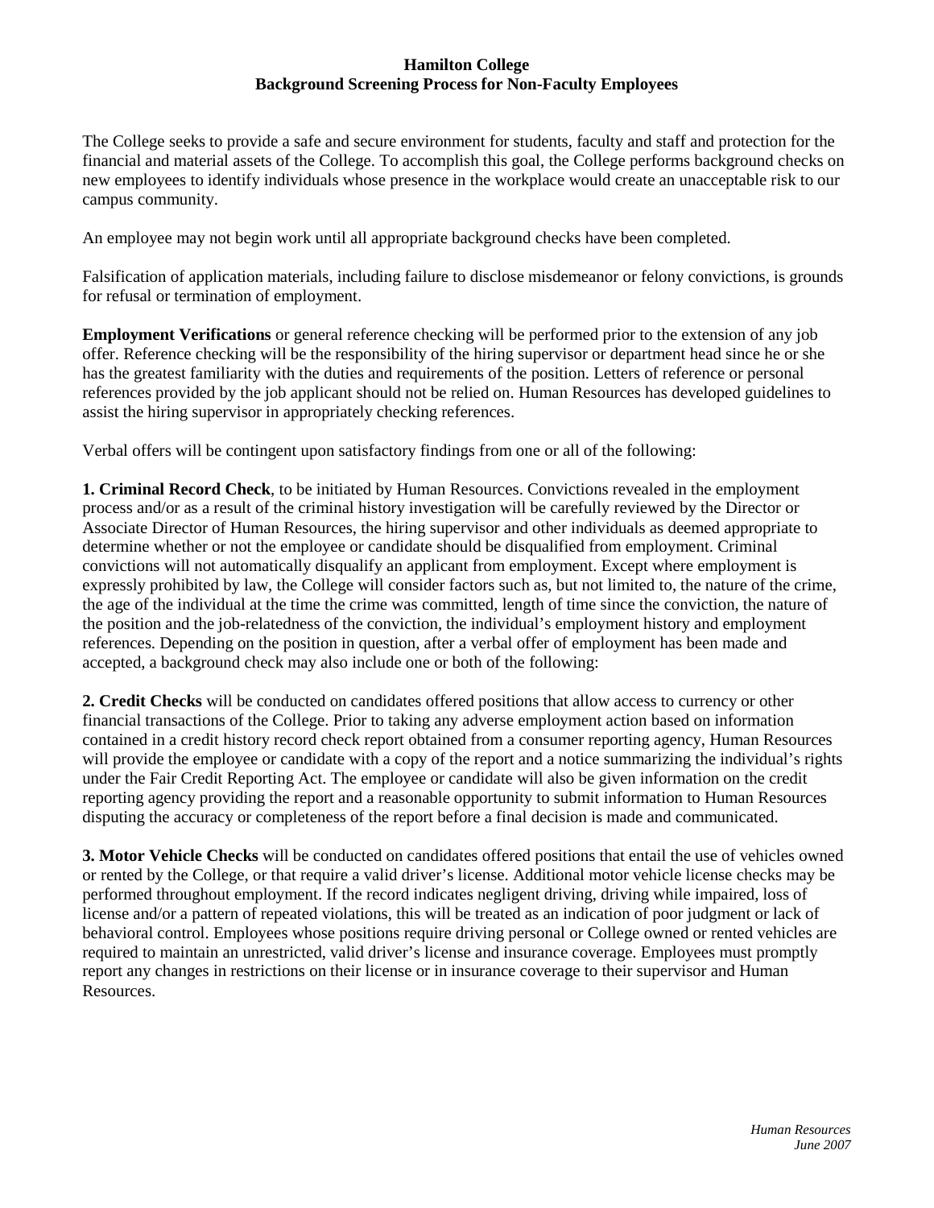**Hamilton College**
**Background Screening Process for Non-Faculty Employees**

The College seeks to provide a safe and secure environment for students, faculty and staff and protection for the financial and material assets of the College. To accomplish this goal, the College performs background checks on new employees to identify individuals whose presence in the workplace would create an unacceptable risk to our campus community.

An employee may not begin work until all appropriate background checks have been completed.

Falsification of application materials, including failure to disclose misdemeanor or felony convictions, is grounds for refusal or termination of employment.

**Employment Verifications** or general reference checking will be performed prior to the extension of any job offer. Reference checking will be the responsibility of the hiring supervisor or department head since he or she has the greatest familiarity with the duties and requirements of the position. Letters of reference or personal references provided by the job applicant should not be relied on. Human Resources has developed guidelines to assist the hiring supervisor in appropriately checking references.

Verbal offers will be contingent upon satisfactory findings from one or all of the following:

**1. Criminal Record Check**, to be initiated by Human Resources. Convictions revealed in the employment process and/or as a result of the criminal history investigation will be carefully reviewed by the Director or Associate Director of Human Resources, the hiring supervisor and other individuals as deemed appropriate to determine whether or not the employee or candidate should be disqualified from employment. Criminal convictions will not automatically disqualify an applicant from employment. Except where employment is expressly prohibited by law, the College will consider factors such as, but not limited to, the nature of the crime, the age of the individual at the time the crime was committed, length of time since the conviction, the nature of the position and the job-relatedness of the conviction, the individual's employment history and employment references. Depending on the position in question, after a verbal offer of employment has been made and accepted, a background check may also include one or both of the following:

**2. Credit Checks** will be conducted on candidates offered positions that allow access to currency or other financial transactions of the College. Prior to taking any adverse employment action based on information contained in a credit history record check report obtained from a consumer reporting agency, Human Resources will provide the employee or candidate with a copy of the report and a notice summarizing the individual's rights under the Fair Credit Reporting Act. The employee or candidate will also be given information on the credit reporting agency providing the report and a reasonable opportunity to submit information to Human Resources disputing the accuracy or completeness of the report before a final decision is made and communicated.

**3. Motor Vehicle Checks** will be conducted on candidates offered positions that entail the use of vehicles owned or rented by the College, or that require a valid driver's license. Additional motor vehicle license checks may be performed throughout employment. If the record indicates negligent driving, driving while impaired, loss of license and/or a pattern of repeated violations, this will be treated as an indication of poor judgment or lack of behavioral control. Employees whose positions require driving personal or College owned or rented vehicles are required to maintain an unrestricted, valid driver's license and insurance coverage. Employees must promptly report any changes in restrictions on their license or in insurance coverage to their supervisor and Human Resources.

*Human Resources*
*June 2007*